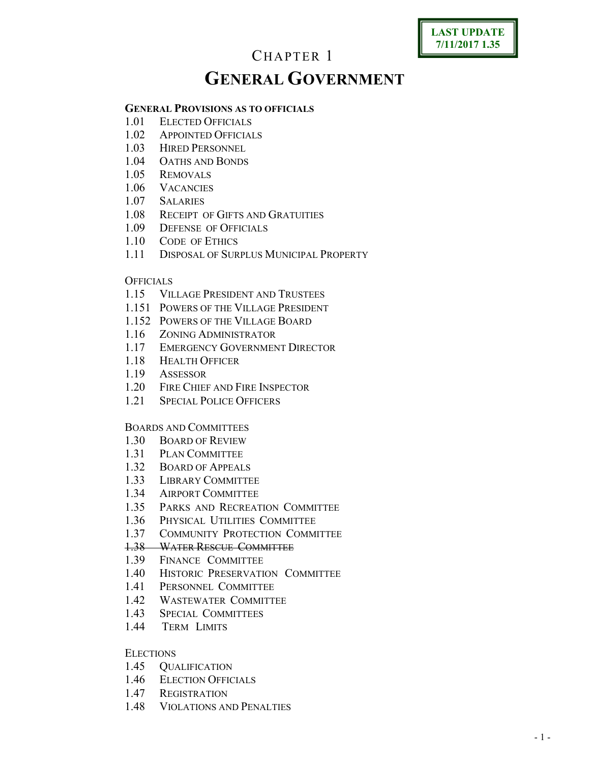**LAST UPDATE 7/11/2017 1.35**

# CHAPTER 1

# GENERAL GOVERNMENT

**GENERAL PROVISIONS AS TO OFFICIALS**

1.01 ELECTED OFFICIALS
1.02 APPOINTED OFFICIALS
1.03 HIRED PERSONNEL
1.04 OATHS AND BONDS
1.05 REMOVALS
1.06 VACANCIES
1.07 SALARIES
1.08 RECEIPT OF GIFTS AND GRATUITIES
1.09 DEFENSE OF OFFICIALS
1.10 CODE OF ETHICS
1.11 DISPOSAL OF SURPLUS MUNICIPAL PROPERTY

OFFICIALS

1.15 VILLAGE PRESIDENT AND TRUSTEES
1.151 POWERS OF THE VILLAGE PRESIDENT
1.152 POWERS OF THE VILLAGE BOARD
1.16 ZONING ADMINISTRATOR
1.17 EMERGENCY GOVERNMENT DIRECTOR
1.18 HEALTH OFFICER
1.19 ASSESSOR
1.20 FIRE CHIEF AND FIRE INSPECTOR
1.21 SPECIAL POLICE OFFICERS

BOARDS AND COMMITTEES

1.30 BOARD OF REVIEW
1.31 PLAN COMMITTEE
1.32 BOARD OF APPEALS
1.33 LIBRARY COMMITTEE
1.34 AIRPORT COMMITTEE
1.35 PARKS AND RECREATION COMMITTEE
1.36 PHYSICAL UTILITIES COMMITTEE
1.37 COMMUNITY PROTECTION COMMITTEE
~~1.38 WATER RESCUE COMMITTEE~~
1.39 FINANCE COMMITTEE
1.40 HISTORIC PRESERVATION COMMITTEE
1.41 PERSONNEL COMMITTEE
1.42 WASTEWATER COMMITTEE
1.43 SPECIAL COMMITTEES
1.44 TERM LIMITS

ELECTIONS

1.45 QUALIFICATION
1.46 ELECTION OFFICIALS
1.47 REGISTRATION
1.48 VIOLATIONS AND PENALTIES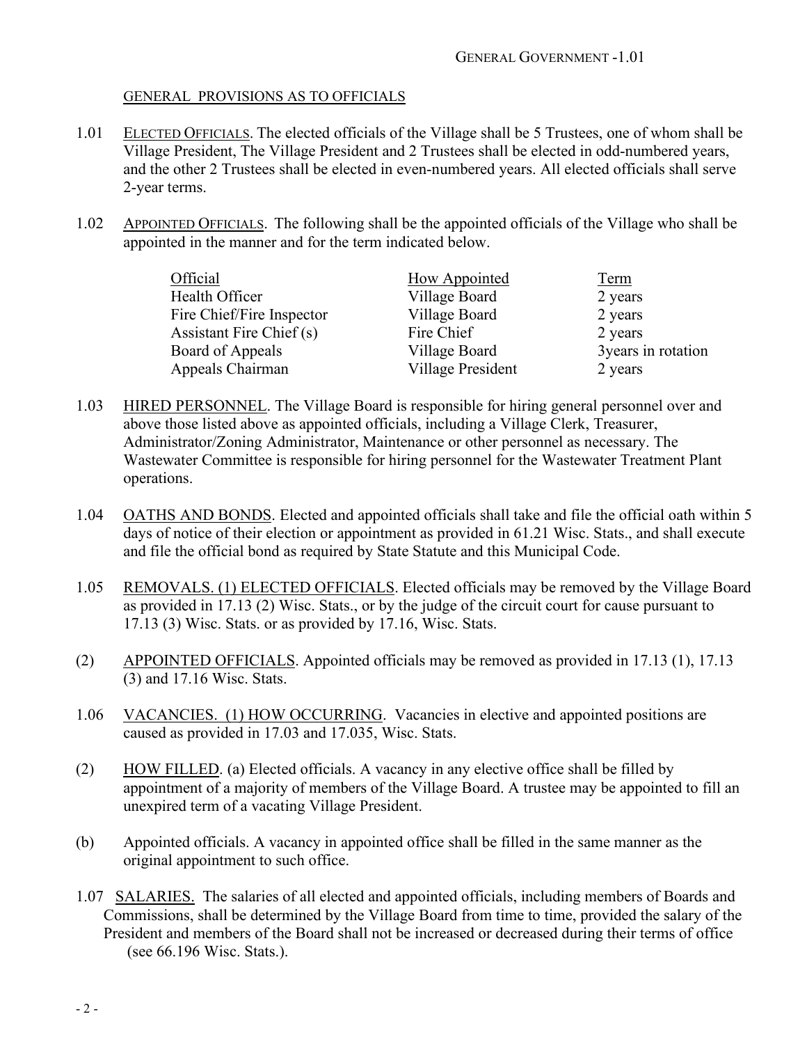GENERAL PROVISIONS AS TO OFFICIALS

1.01 ELECTED OFFICIALS. The elected officials of the Village shall be 5 Trustees, one of whom shall be Village President, The Village President and 2 Trustees shall be elected in odd-numbered years, and the other 2 Trustees shall be elected in even-numbered years. All elected officials shall serve 2-year terms.

1.02 APPOINTED OFFICIALS. The following shall be the appointed officials of the Village who shall be appointed in the manner and for the term indicated below.

| Official | How Appointed | Term |
|---|---|---|
| Health Officer | Village Board | 2 years |
| Fire Chief/Fire Inspector | Village Board | 2 years |
| Assistant Fire Chief (s) | Fire Chief | 2 years |
| Board of Appeals | Village Board | 3years in rotation |
| Appeals Chairman | Village President | 2 years |

1.03 HIRED PERSONNEL. The Village Board is responsible for hiring general personnel over and above those listed above as appointed officials, including a Village Clerk, Treasurer, Administrator/Zoning Administrator, Maintenance or other personnel as necessary. The Wastewater Committee is responsible for hiring personnel for the Wastewater Treatment Plant operations.

1.04 OATHS AND BONDS. Elected and appointed officials shall take and file the official oath within 5 days of notice of their election or appointment as provided in 61.21 Wisc. Stats., and shall execute and file the official bond as required by State Statute and this Municipal Code.

1.05 REMOVALS. (1) ELECTED OFFICIALS. Elected officials may be removed by the Village Board as provided in 17.13 (2) Wisc. Stats., or by the judge of the circuit court for cause pursuant to 17.13 (3) Wisc. Stats. or as provided by 17.16, Wisc. Stats.

(2) APPOINTED OFFICIALS. Appointed officials may be removed as provided in 17.13 (1), 17.13 (3) and 17.16 Wisc. Stats.

1.06 VACANCIES. (1) HOW OCCURRING. Vacancies in elective and appointed positions are caused as provided in 17.03 and 17.035, Wisc. Stats.

(2) HOW FILLED. (a) Elected officials. A vacancy in any elective office shall be filled by appointment of a majority of members of the Village Board. A trustee may be appointed to fill an unexpired term of a vacating Village President.

(b) Appointed officials. A vacancy in appointed office shall be filled in the same manner as the original appointment to such office.

1.07 SALARIES. The salaries of all elected and appointed officials, including members of Boards and Commissions, shall be determined by the Village Board from time to time, provided the salary of the President and members of the Board shall not be increased or decreased during their terms of office (see 66.196 Wisc. Stats.).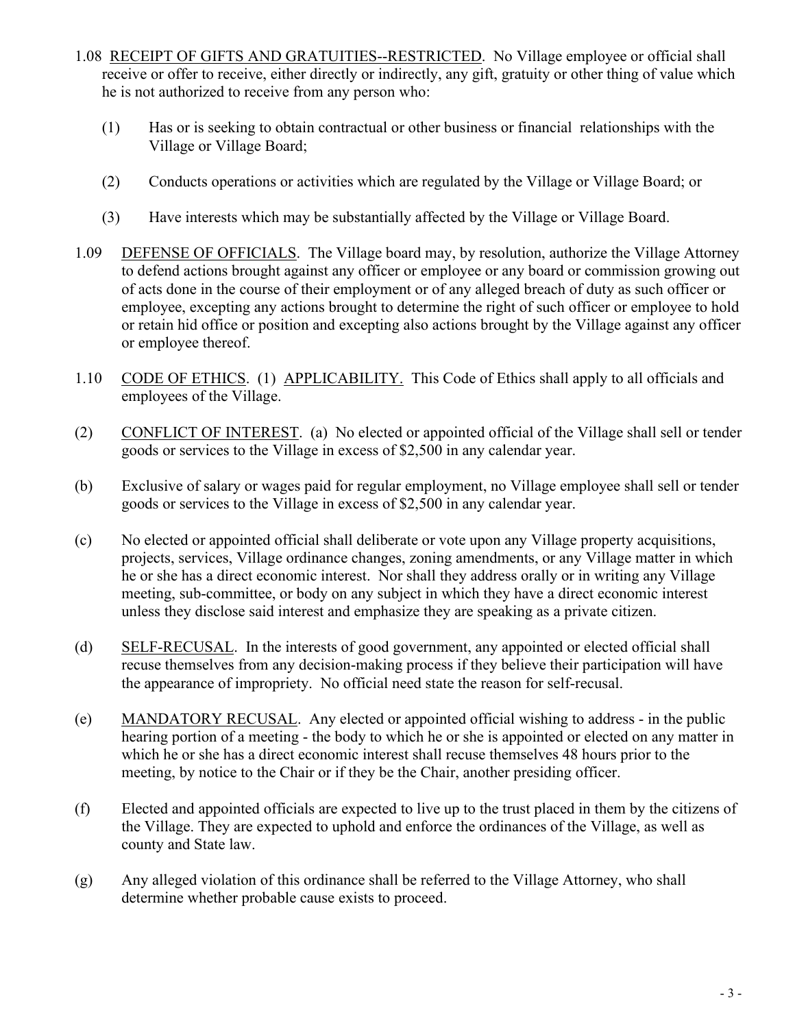1.08 <u>RECEIPT OF GIFTS AND GRATUITIES--RESTRICTED</u>. No Village employee or official shall receive or offer to receive, either directly or indirectly, any gift, gratuity or other thing of value which he is not authorized to receive from any person who:

(1) Has or is seeking to obtain contractual or other business or financial relationships with the Village or Village Board;

(2) Conducts operations or activities which are regulated by the Village or Village Board; or

(3) Have interests which may be substantially affected by the Village or Village Board.

1.09 <u>DEFENSE OF OFFICIALS</u>. The Village board may, by resolution, authorize the Village Attorney to defend actions brought against any officer or employee or any board or commission growing out of acts done in the course of their employment or of any alleged breach of duty as such officer or employee, excepting any actions brought to determine the right of such officer or employee to hold or retain hid office or position and excepting also actions brought by the Village against any officer or employee thereof.

1.10 <u>CODE OF ETHICS</u>. (1) <u>APPLICABILITY.</u> This Code of Ethics shall apply to all officials and employees of the Village.

(2) <u>CONFLICT OF INTEREST</u>. (a) No elected or appointed official of the Village shall sell or tender goods or services to the Village in excess of $2,500 in any calendar year.

(b) Exclusive of salary or wages paid for regular employment, no Village employee shall sell or tender goods or services to the Village in excess of $2,500 in any calendar year.

(c) No elected or appointed official shall deliberate or vote upon any Village property acquisitions, projects, services, Village ordinance changes, zoning amendments, or any Village matter in which he or she has a direct economic interest. Nor shall they address orally or in writing any Village meeting, sub-committee, or body on any subject in which they have a direct economic interest unless they disclose said interest and emphasize they are speaking as a private citizen.

(d) <u>SELF-RECUSAL</u>. In the interests of good government, any appointed or elected official shall recuse themselves from any decision-making process if they believe their participation will have the appearance of impropriety. No official need state the reason for self-recusal.

(e) <u>MANDATORY RECUSAL</u>. Any elected or appointed official wishing to address - in the public hearing portion of a meeting - the body to which he or she is appointed or elected on any matter in which he or she has a direct economic interest shall recuse themselves 48 hours prior to the meeting, by notice to the Chair or if they be the Chair, another presiding officer.

(f) Elected and appointed officials are expected to live up to the trust placed in them by the citizens of the Village. They are expected to uphold and enforce the ordinances of the Village, as well as county and State law.

(g) Any alleged violation of this ordinance shall be referred to the Village Attorney, who shall determine whether probable cause exists to proceed.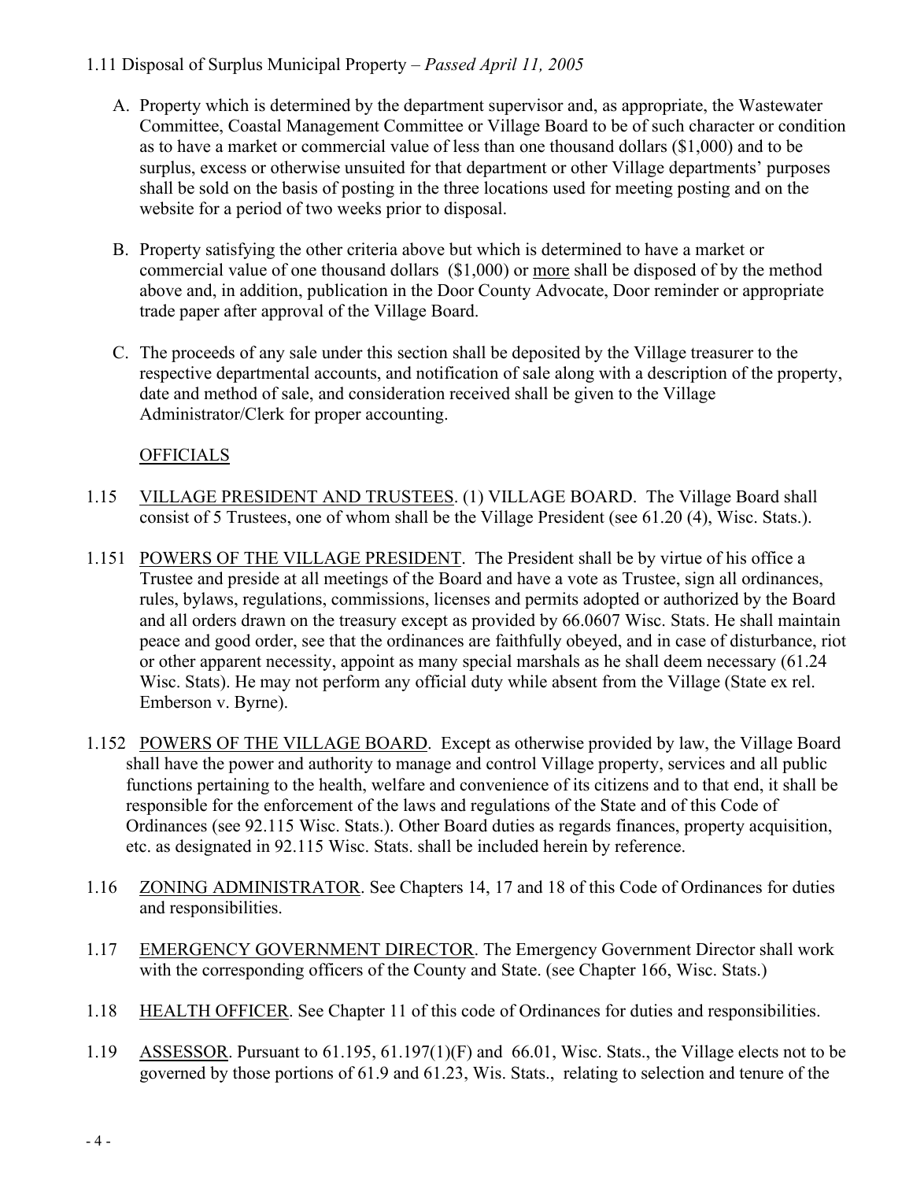1.11 Disposal of Surplus Municipal Property – *Passed April 11, 2005*

A. Property which is determined by the department supervisor and, as appropriate, the Wastewater Committee, Coastal Management Committee or Village Board to be of such character or condition as to have a market or commercial value of less than one thousand dollars ($1,000) and to be surplus, excess or otherwise unsuited for that department or other Village departments' purposes shall be sold on the basis of posting in the three locations used for meeting posting and on the website for a period of two weeks prior to disposal.

B. Property satisfying the other criteria above but which is determined to have a market or commercial value of one thousand dollars ($1,000) or <u>more</u> shall be disposed of by the method above and, in addition, publication in the Door County Advocate, Door reminder or appropriate trade paper after approval of the Village Board.

C. The proceeds of any sale under this section shall be deposited by the Village treasurer to the respective departmental accounts, and notification of sale along with a description of the property, date and method of sale, and consideration received shall be given to the Village Administrator/Clerk for proper accounting.

<u>OFFICIALS</u>

1.15 <u>VILLAGE PRESIDENT AND TRUSTEES</u>. (1) VILLAGE BOARD. The Village Board shall consist of 5 Trustees, one of whom shall be the Village President (see 61.20 (4), Wisc. Stats.).

1.151 <u>POWERS OF THE VILLAGE PRESIDENT</u>. The President shall be by virtue of his office a Trustee and preside at all meetings of the Board and have a vote as Trustee, sign all ordinances, rules, bylaws, regulations, commissions, licenses and permits adopted or authorized by the Board and all orders drawn on the treasury except as provided by 66.0607 Wisc. Stats. He shall maintain peace and good order, see that the ordinances are faithfully obeyed, and in case of disturbance, riot or other apparent necessity, appoint as many special marshals as he shall deem necessary (61.24 Wisc. Stats). He may not perform any official duty while absent from the Village (State ex rel. Emberson v. Byrne).

1.152 <u>POWERS OF THE VILLAGE BOARD</u>. Except as otherwise provided by law, the Village Board shall have the power and authority to manage and control Village property, services and all public functions pertaining to the health, welfare and convenience of its citizens and to that end, it shall be responsible for the enforcement of the laws and regulations of the State and of this Code of Ordinances (see 92.115 Wisc. Stats.). Other Board duties as regards finances, property acquisition, etc. as designated in 92.115 Wisc. Stats. shall be included herein by reference.

1.16 <u>ZONING ADMINISTRATOR</u>. See Chapters 14, 17 and 18 of this Code of Ordinances for duties and responsibilities.

1.17 <u>EMERGENCY GOVERNMENT DIRECTOR</u>. The Emergency Government Director shall work with the corresponding officers of the County and State. (see Chapter 166, Wisc. Stats.)

1.18 <u>HEALTH OFFICER</u>. See Chapter 11 of this code of Ordinances for duties and responsibilities.

1.19 <u>ASSESSOR</u>. Pursuant to 61.195, 61.197(1)(F) and 66.01, Wisc. Stats., the Village elects not to be governed by those portions of 61.9 and 61.23, Wis. Stats., relating to selection and tenure of the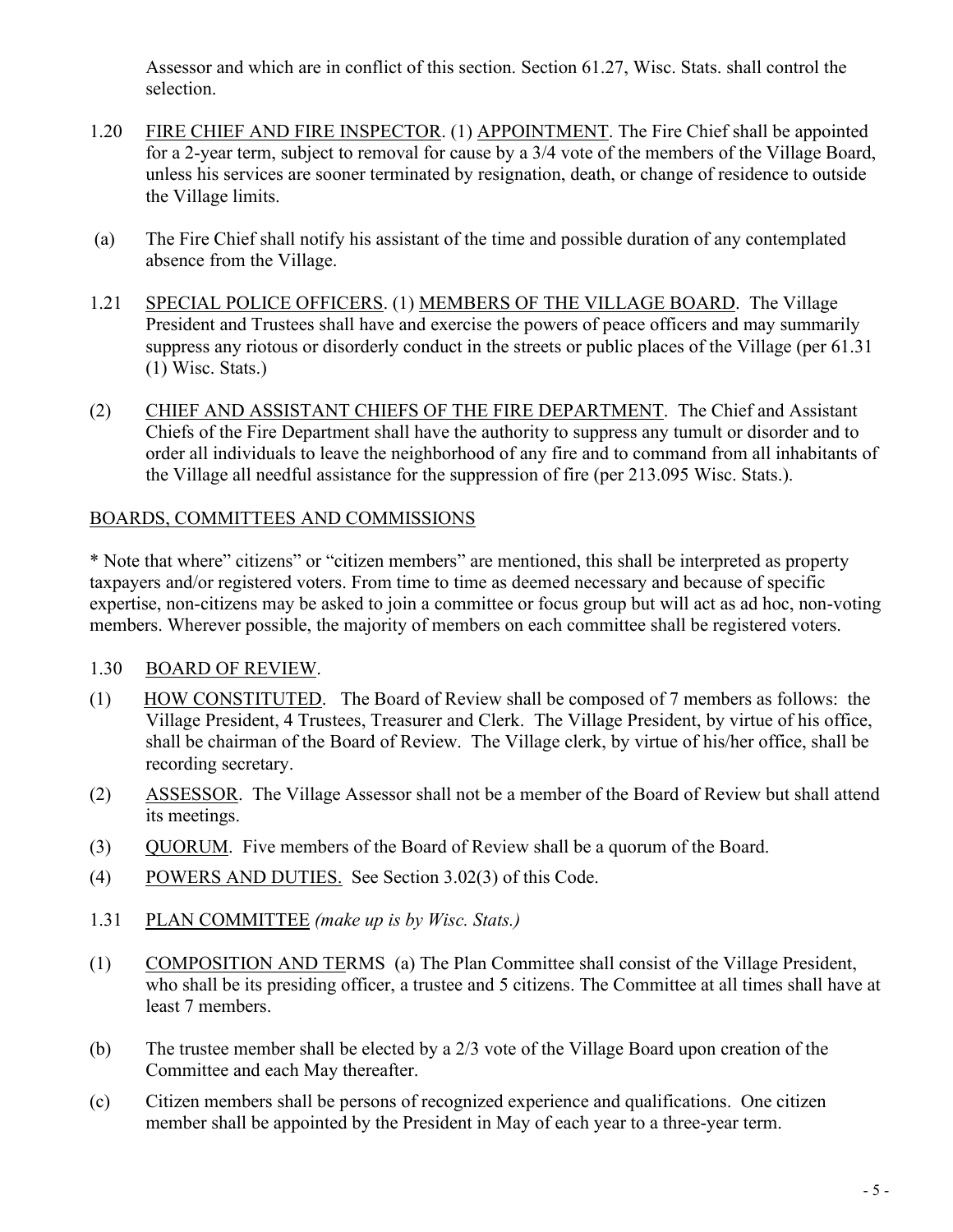Assessor and which are in conflict of this section. Section 61.27, Wisc. Stats. shall control the selection.

1.20 FIRE CHIEF AND FIRE INSPECTOR. (1) APPOINTMENT. The Fire Chief shall be appointed for a 2-year term, subject to removal for cause by a 3/4 vote of the members of the Village Board, unless his services are sooner terminated by resignation, death, or change of residence to outside the Village limits.

(a) The Fire Chief shall notify his assistant of the time and possible duration of any contemplated absence from the Village.

1.21 SPECIAL POLICE OFFICERS. (1) MEMBERS OF THE VILLAGE BOARD. The Village President and Trustees shall have and exercise the powers of peace officers and may summarily suppress any riotous or disorderly conduct in the streets or public places of the Village (per 61.31 (1) Wisc. Stats.)

(2) CHIEF AND ASSISTANT CHIEFS OF THE FIRE DEPARTMENT. The Chief and Assistant Chiefs of the Fire Department shall have the authority to suppress any tumult or disorder and to order all individuals to leave the neighborhood of any fire and to command from all inhabitants of the Village all needful assistance for the suppression of fire (per 213.095 Wisc. Stats.).

## BOARDS, COMMITTEES AND COMMISSIONS

* Note that where" citizens" or "citizen members" are mentioned, this shall be interpreted as property taxpayers and/or registered voters. From time to time as deemed necessary and because of specific expertise, non-citizens may be asked to join a committee or focus group but will act as ad hoc, non-voting members. Wherever possible, the majority of members on each committee shall be registered voters.

1.30 BOARD OF REVIEW.

(1) HOW CONSTITUTED. The Board of Review shall be composed of 7 members as follows: the Village President, 4 Trustees, Treasurer and Clerk. The Village President, by virtue of his office, shall be chairman of the Board of Review. The Village clerk, by virtue of his/her office, shall be recording secretary.

(2) ASSESSOR. The Village Assessor shall not be a member of the Board of Review but shall attend its meetings.

(3) QUORUM. Five members of the Board of Review shall be a quorum of the Board.

(4) POWERS AND DUTIES. See Section 3.02(3) of this Code.

1.31 PLAN COMMITTEE *(make up is by Wisc. Stats.)*

(1) COMPOSITION AND TERMS (a) The Plan Committee shall consist of the Village President, who shall be its presiding officer, a trustee and 5 citizens. The Committee at all times shall have at least 7 members.

(b) The trustee member shall be elected by a 2/3 vote of the Village Board upon creation of the Committee and each May thereafter.

(c) Citizen members shall be persons of recognized experience and qualifications. One citizen member shall be appointed by the President in May of each year to a three-year term.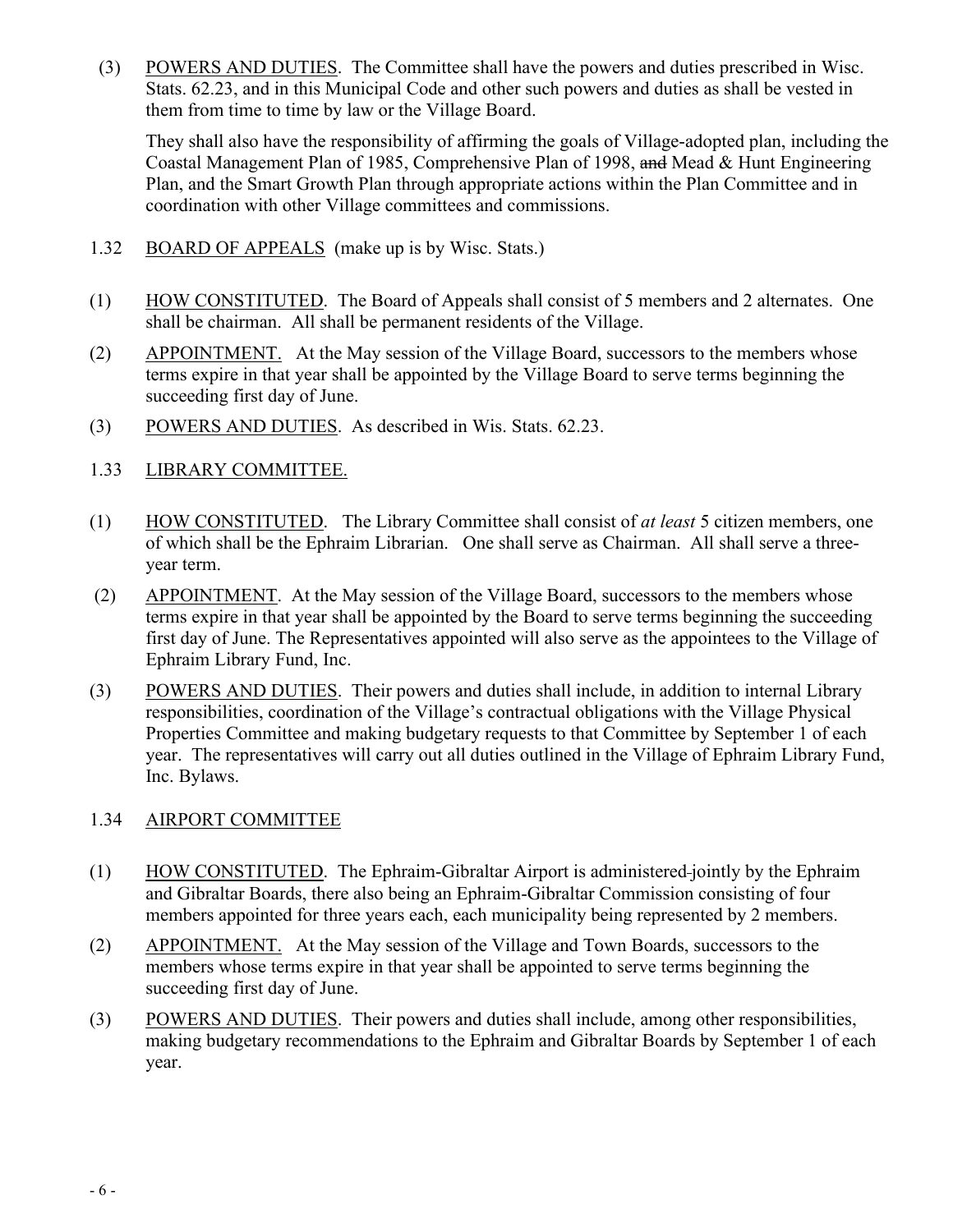(3) <u>POWERS AND DUTIES</u>. The Committee shall have the powers and duties prescribed in Wisc. Stats. 62.23, and in this Municipal Code and other such powers and duties as shall be vested in them from time to time by law or the Village Board.

They shall also have the responsibility of affirming the goals of Village-adopted plan, including the Coastal Management Plan of 1985, Comprehensive Plan of 1998, ~~and~~ Mead & Hunt Engineering Plan, and the Smart Growth Plan through appropriate actions within the Plan Committee and in coordination with other Village committees and commissions.

1.32 <u>BOARD OF APPEALS</u> (make up is by Wisc. Stats.)

(1) <u>HOW CONSTITUTED</u>. The Board of Appeals shall consist of 5 members and 2 alternates. One shall be chairman. All shall be permanent residents of the Village.

(2) <u>APPOINTMENT.</u> At the May session of the Village Board, successors to the members whose terms expire in that year shall be appointed by the Village Board to serve terms beginning the succeeding first day of June.

(3) <u>POWERS AND DUTIES</u>. As described in Wis. Stats. 62.23.

1.33 <u>LIBRARY COMMITTEE.</u>

(1) <u>HOW CONSTITUTED</u>. The Library Committee shall consist of *at least* 5 citizen members, one of which shall be the Ephraim Librarian. One shall serve as Chairman. All shall serve a three-year term.

(2) <u>APPOINTMENT</u>. At the May session of the Village Board, successors to the members whose terms expire in that year shall be appointed by the Board to serve terms beginning the succeeding first day of June. The Representatives appointed will also serve as the appointees to the Village of Ephraim Library Fund, Inc.

(3) <u>POWERS AND DUTIES</u>. Their powers and duties shall include, in addition to internal Library responsibilities, coordination of the Village's contractual obligations with the Village Physical Properties Committee and making budgetary requests to that Committee by September 1 of each year. The representatives will carry out all duties outlined in the Village of Ephraim Library Fund, Inc. Bylaws.

1.34 <u>AIRPORT COMMITTEE</u>

(1) <u>HOW CONSTITUTED</u>. The Ephraim-Gibraltar Airport is administered jointly by the Ephraim and Gibraltar Boards, there also being an Ephraim-Gibraltar Commission consisting of four members appointed for three years each, each municipality being represented by 2 members.

(2) <u>APPOINTMENT.</u> At the May session of the Village and Town Boards, successors to the members whose terms expire in that year shall be appointed to serve terms beginning the succeeding first day of June.

(3) <u>POWERS AND DUTIES</u>. Their powers and duties shall include, among other responsibilities, making budgetary recommendations to the Ephraim and Gibraltar Boards by September 1 of each year.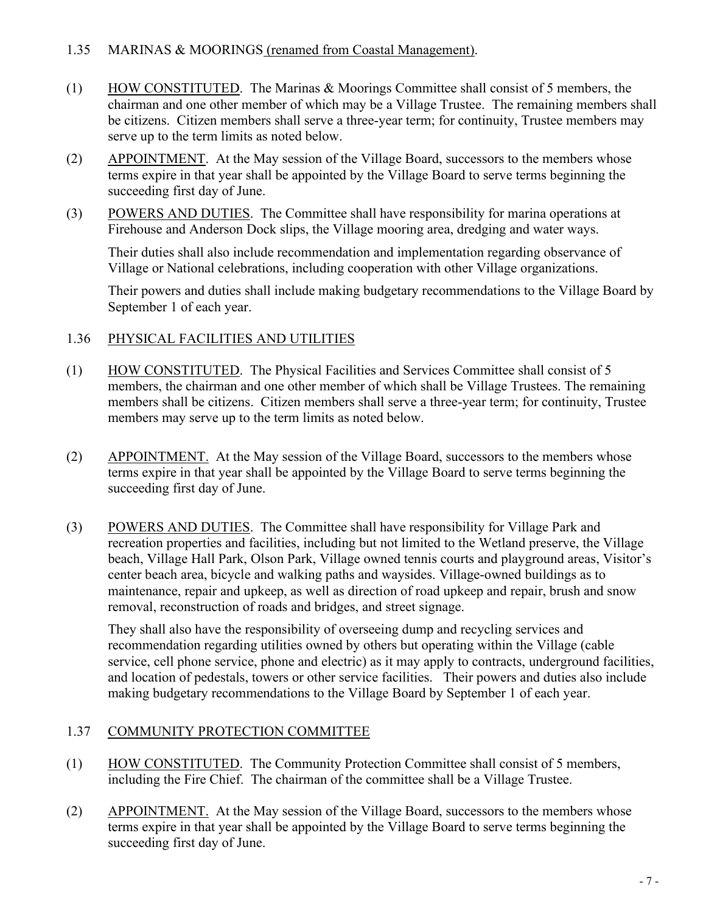### 1.35 MARINAS & MOORINGS (renamed from Coastal Management).

(1) HOW CONSTITUTED. The Marinas & Moorings Committee shall consist of 5 members, the chairman and one other member of which may be a Village Trustee. The remaining members shall be citizens. Citizen members shall serve a three-year term; for continuity, Trustee members may serve up to the term limits as noted below.

(2) APPOINTMENT. At the May session of the Village Board, successors to the members whose terms expire in that year shall be appointed by the Village Board to serve terms beginning the succeeding first day of June.

(3) POWERS AND DUTIES. The Committee shall have responsibility for marina operations at Firehouse and Anderson Dock slips, the Village mooring area, dredging and water ways.

Their duties shall also include recommendation and implementation regarding observance of Village or National celebrations, including cooperation with other Village organizations.

Their powers and duties shall include making budgetary recommendations to the Village Board by September 1 of each year.

### 1.36 PHYSICAL FACILITIES AND UTILITIES

(1) HOW CONSTITUTED. The Physical Facilities and Services Committee shall consist of 5 members, the chairman and one other member of which shall be Village Trustees. The remaining members shall be citizens. Citizen members shall serve a three-year term; for continuity, Trustee members may serve up to the term limits as noted below.

(2) APPOINTMENT. At the May session of the Village Board, successors to the members whose terms expire in that year shall be appointed by the Village Board to serve terms beginning the succeeding first day of June.

(3) POWERS AND DUTIES. The Committee shall have responsibility for Village Park and recreation properties and facilities, including but not limited to the Wetland preserve, the Village beach, Village Hall Park, Olson Park, Village owned tennis courts and playground areas, Visitor's center beach area, bicycle and walking paths and waysides. Village-owned buildings as to maintenance, repair and upkeep, as well as direction of road upkeep and repair, brush and snow removal, reconstruction of roads and bridges, and street signage.

They shall also have the responsibility of overseeing dump and recycling services and recommendation regarding utilities owned by others but operating within the Village (cable service, cell phone service, phone and electric) as it may apply to contracts, underground facilities, and location of pedestals, towers or other service facilities. Their powers and duties also include making budgetary recommendations to the Village Board by September 1 of each year.

### 1.37 COMMUNITY PROTECTION COMMITTEE

(1) HOW CONSTITUTED. The Community Protection Committee shall consist of 5 members, including the Fire Chief. The chairman of the committee shall be a Village Trustee.

(2) APPOINTMENT. At the May session of the Village Board, successors to the members whose terms expire in that year shall be appointed by the Village Board to serve terms beginning the succeeding first day of June.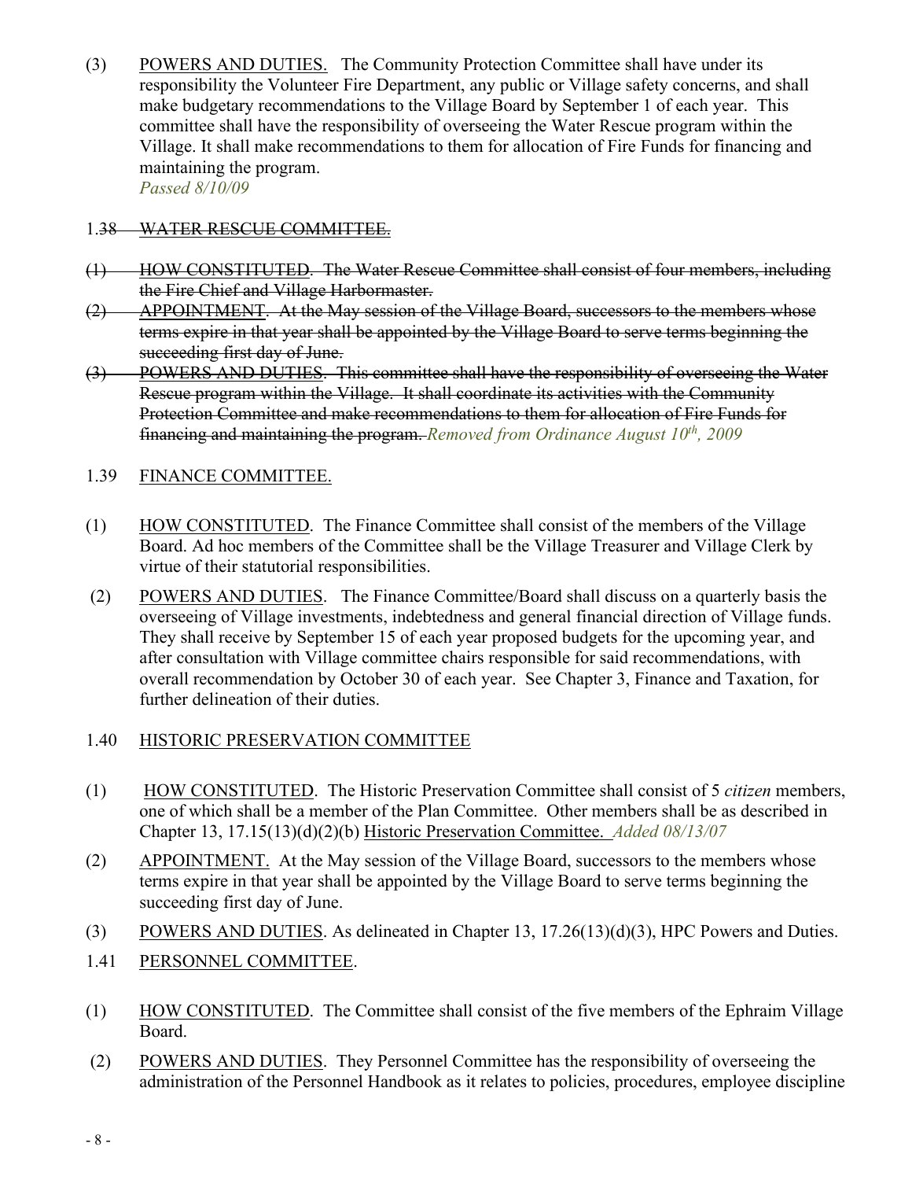(3) POWERS AND DUTIES. The Community Protection Committee shall have under its responsibility the Volunteer Fire Department, any public or Village safety concerns, and shall make budgetary recommendations to the Village Board by September 1 of each year. This committee shall have the responsibility of overseeing the Water Rescue program within the Village. It shall make recommendations to them for allocation of Fire Funds for financing and maintaining the program.
*Passed 8/10/09*

1.~~38 WATER RESCUE COMMITTEE.~~

~~(1) HOW CONSTITUTED. The Water Rescue Committee shall consist of four members, including the Fire Chief and Village Harbormaster.~~

~~(2) APPOINTMENT. At the May session of the Village Board, successors to the members whose terms expire in that year shall be appointed by the Village Board to serve terms beginning the succeeding first day of June.~~

~~(3) POWERS AND DUTIES. This committee shall have the responsibility of overseeing the Water Rescue program within the Village. It shall coordinate its activities with the Community Protection Committee and make recommendations to them for allocation of Fire Funds for financing and maintaining the program.~~ *Removed from Ordinance August 10th, 2009*

1.39 FINANCE COMMITTEE.

(1) HOW CONSTITUTED. The Finance Committee shall consist of the members of the Village Board. Ad hoc members of the Committee shall be the Village Treasurer and Village Clerk by virtue of their statutorial responsibilities.

(2) POWERS AND DUTIES. The Finance Committee/Board shall discuss on a quarterly basis the overseeing of Village investments, indebtedness and general financial direction of Village funds. They shall receive by September 15 of each year proposed budgets for the upcoming year, and after consultation with Village committee chairs responsible for said recommendations, with overall recommendation by October 30 of each year. See Chapter 3, Finance and Taxation, for further delineation of their duties.

1.40 HISTORIC PRESERVATION COMMITTEE

(1) HOW CONSTITUTED. The Historic Preservation Committee shall consist of 5 *citizen* members, one of which shall be a member of the Plan Committee. Other members shall be as described in Chapter 13, 17.15(13)(d)(2)(b) Historic Preservation Committee. *Added 08/13/07*

(2) APPOINTMENT. At the May session of the Village Board, successors to the members whose terms expire in that year shall be appointed by the Village Board to serve terms beginning the succeeding first day of June.

(3) POWERS AND DUTIES. As delineated in Chapter 13, 17.26(13)(d)(3), HPC Powers and Duties.

1.41 PERSONNEL COMMITTEE.

(1) HOW CONSTITUTED. The Committee shall consist of the five members of the Ephraim Village Board.

(2) POWERS AND DUTIES. They Personnel Committee has the responsibility of overseeing the administration of the Personnel Handbook as it relates to policies, procedures, employee discipline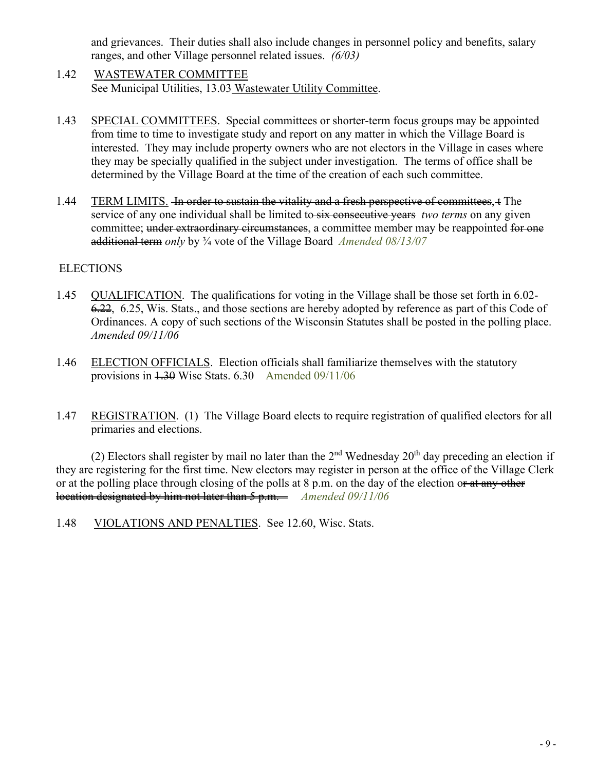and grievances. Their duties shall also include changes in personnel policy and benefits, salary ranges, and other Village personnel related issues. *(6/03)*

1.42 WASTEWATER COMMITTEE
See Municipal Utilities, 13.03 Wastewater Utility Committee.

1.43 SPECIAL COMMITTEES. Special committees or shorter-term focus groups may be appointed from time to time to investigate study and report on any matter in which the Village Board is interested. They may include property owners who are not electors in the Village in cases where they may be specially qualified in the subject under investigation. The terms of office shall be determined by the Village Board at the time of the creation of each such committee.

1.44 TERM LIMITS. ~~In order to sustain the vitality and a fresh perspective of committees, t~~ The service of any one individual shall be limited to ~~six consecutive years~~ *two terms* on any given committee; ~~under extraordinary circumstances~~, a committee member may be reappointed ~~for one additional term~~ *only* by ¾ vote of the Village Board *Amended 08/13/07*

ELECTIONS

1.45 QUALIFICATION. The qualifications for voting in the Village shall be those set forth in 6.02-~~6.22~~, 6.25, Wis. Stats., and those sections are hereby adopted by reference as part of this Code of Ordinances. A copy of such sections of the Wisconsin Statutes shall be posted in the polling place. *Amended 09/11/06*

1.46 ELECTION OFFICIALS. Election officials shall familiarize themselves with the statutory provisions in ~~1.30~~ Wisc Stats. 6.30 Amended 09/11/06

1.47 REGISTRATION. (1) The Village Board elects to require registration of qualified electors for all primaries and elections.

(2) Electors shall register by mail no later than the 2nd Wednesday 20th day preceding an election if they are registering for the first time. New electors may register in person at the office of the Village Clerk or at the polling place through closing of the polls at 8 p.m. on the day of the election o~~r at any other location designated by him not later than 5 p.m.~~ *Amended 09/11/06*

1.48 VIOLATIONS AND PENALTIES. See 12.60, Wisc. Stats.